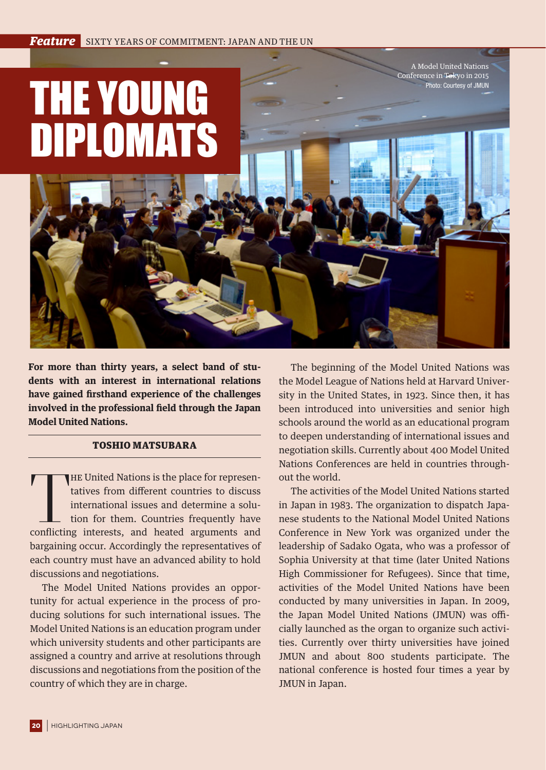# THE YOUNG DIPLOMATS

A Model United Nations Conference in Tokyo in 2015
Photo: Courtesy of JMUN

**For more than thirty years, a select band of students with an interest in international relations have gained firsthand experience of the challenges involved in the professional field through the Japan Model United Nations.**

**TOSHIO MATSUBARA**

The United Nations is the place for representatives from different countries to discuss international issues and determine a solution for them. Countries frequently have conflicting interests, and heated arguments and bargaining occur. Accordingly the representatives of each country must have an advanced ability to hold discussions and negotiations.

The Model United Nations provides an opportunity for actual experience in the process of producing solutions for such international issues. The Model United Nations is an education program under which university students and other participants are assigned a country and arrive at resolutions through discussions and negotiations from the position of the country of which they are in charge.

The beginning of the Model United Nations was the Model League of Nations held at Harvard University in the United States, in 1923. Since then, it has been introduced into universities and senior high schools around the world as an educational program to deepen understanding of international issues and negotiation skills. Currently about 400 Model United Nations Conferences are held in countries throughout the world.

The activities of the Model United Nations started in Japan in 1983. The organization to dispatch Japanese students to the National Model United Nations Conference in New York was organized under the leadership of Sadako Ogata, who was a professor of Sophia University at that time (later United Nations High Commissioner for Refugees). Since that time, activities of the Model United Nations have been conducted by many universities in Japan. In 2009, the Japan Model United Nations (JMUN) was officially launched as the organ to organize such activities. Currently over thirty universities have joined JMUN and about 800 students participate. The national conference is hosted four times a year by JMUN in Japan.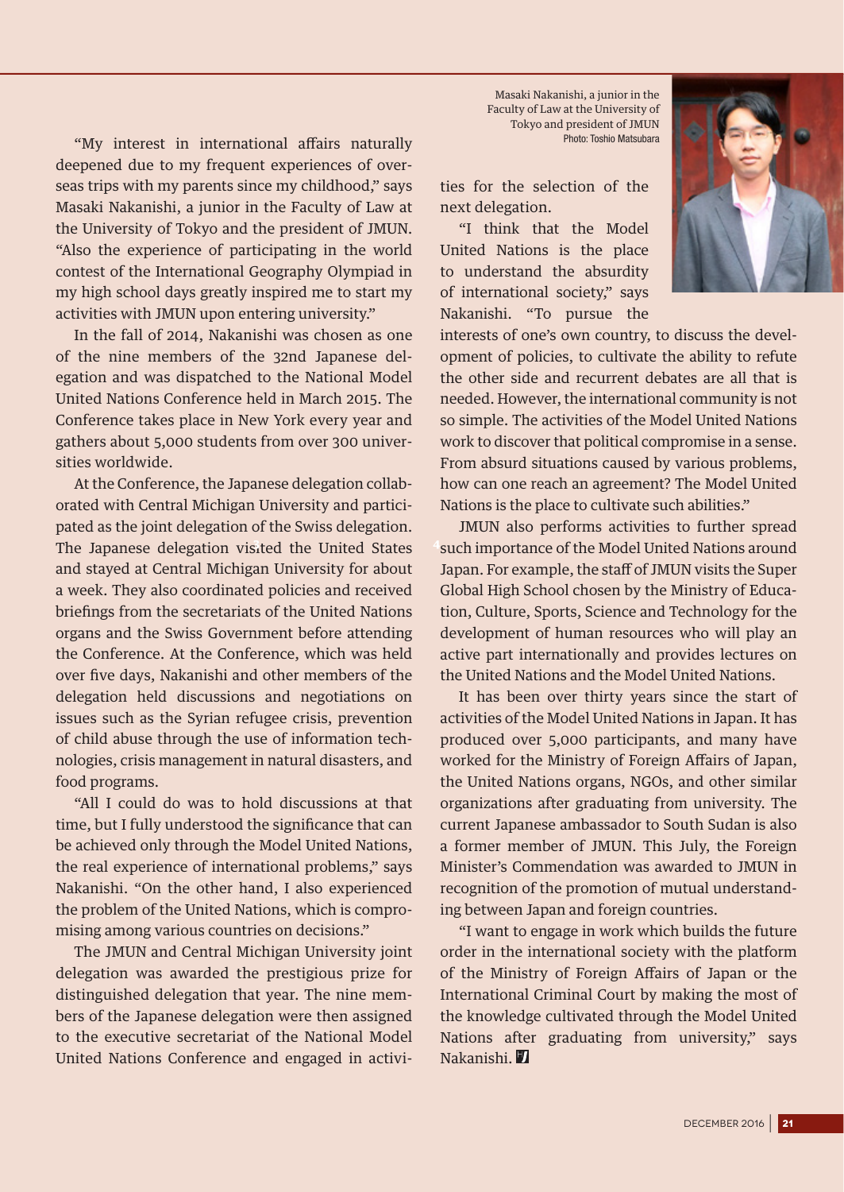"My interest in international affairs naturally deepened due to my frequent experiences of overseas trips with my parents since my childhood," says Masaki Nakanishi, a junior in the Faculty of Law at the University of Tokyo and the president of JMUN. "Also the experience of participating in the world contest of the International Geography Olympiad in my high school days greatly inspired me to start my activities with JMUN upon entering university."

In the fall of 2014, Nakanishi was chosen as one of the nine members of the 32nd Japanese delegation and was dispatched to the National Model United Nations Conference held in March 2015. The Conference takes place in New York every year and gathers about 5,000 students from over 300 universities worldwide.

At the Conference, the Japanese delegation collaborated with Central Michigan University and participated as the joint delegation of the Swiss delegation. The Japanese delegation visited the United States and stayed at Central Michigan University for about a week. They also coordinated policies and received briefings from the secretariats of the United Nations organs and the Swiss Government before attending the Conference. At the Conference, which was held over five days, Nakanishi and other members of the delegation held discussions and negotiations on issues such as the Syrian refugee crisis, prevention of child abuse through the use of information technologies, crisis management in natural disasters, and food programs.

"All I could do was to hold discussions at that time, but I fully understood the significance that can be achieved only through the Model United Nations, the real experience of international problems," says Nakanishi. "On the other hand, I also experienced the problem of the United Nations, which is compromising among various countries on decisions."

The JMUN and Central Michigan University joint delegation was awarded the prestigious prize for distinguished delegation that year. The nine members of the Japanese delegation were then assigned to the executive secretariat of the National Model United Nations Conference and engaged in activities for the selection of the next delegation.

Masaki Nakanishi, a junior in the Faculty of Law at the University of Tokyo and president of JMUN
Photo: Toshio Matsubara

"I think that the Model United Nations is the place to understand the absurdity of international society," says Nakanishi. "To pursue the interests of one's own country, to discuss the development of policies, to cultivate the ability to refute the other side and recurrent debates are all that is needed. However, the international community is not so simple. The activities of the Model United Nations work to discover that political compromise in a sense. From absurd situations caused by various problems, how can one reach an agreement? The Model United Nations is the place to cultivate such abilities."

JMUN also performs activities to further spread such importance of the Model United Nations around Japan. For example, the staff of JMUN visits the Super Global High School chosen by the Ministry of Education, Culture, Sports, Science and Technology for the development of human resources who will play an active part internationally and provides lectures on the United Nations and the Model United Nations.

It has been over thirty years since the start of activities of the Model United Nations in Japan. It has produced over 5,000 participants, and many have worked for the Ministry of Foreign Affairs of Japan, the United Nations organs, NGOs, and other similar organizations after graduating from university. The current Japanese ambassador to South Sudan is also a former member of JMUN. This July, the Foreign Minister's Commendation was awarded to JMUN in recognition of the promotion of mutual understanding between Japan and foreign countries.

"I want to engage in work which builds the future order in the international society with the platform of the Ministry of Foreign Affairs of Japan or the International Criminal Court by making the most of the knowledge cultivated through the Model United Nations after graduating from university," says Nakanishi.